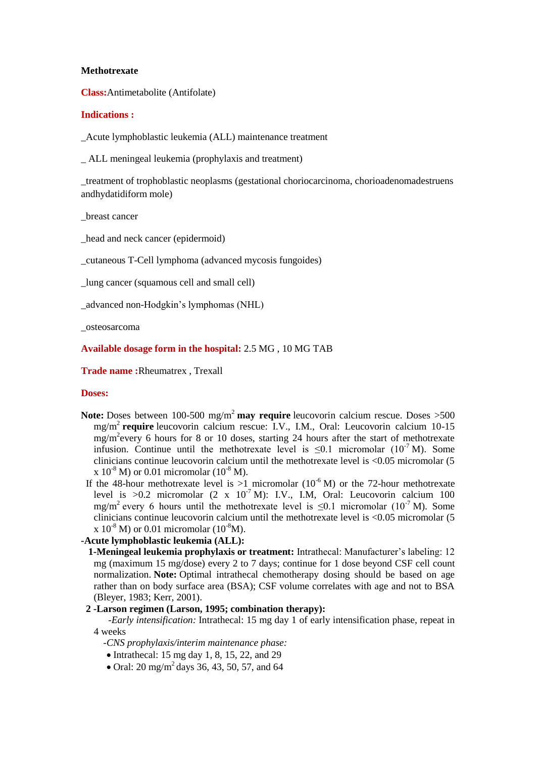**Methotrexate**

**Class:**Antimetabolite (Antifolate)

**Indications :**

_Acute lymphoblastic leukemia (ALL) maintenance treatment

_ ALL meningeal leukemia (prophylaxis and treatment)

_treatment of trophoblastic neoplasms (gestational choriocarcinoma, chorioadenomadestruens andhydatidiform mole)

_breast cancer

_head and neck cancer (epidermoid)

_cutaneous T-Cell lymphoma (advanced mycosis fungoides)

_lung cancer (squamous cell and small cell)

_advanced non-Hodgkin's lymphomas (NHL)

_osteosarcoma

**Available dosage form in the hospital:** 2.5 MG , 10 MG TAB

**Trade name :**Rheumatrex , Trexall

**Doses:**

**Note:** Doses between 100-500 mg/m$^2$ **may require** leucovorin calcium rescue. Doses >500 mg/m$^2$ **require** leucovorin calcium rescue: I.V., I.M., Oral: Leucovorin calcium 10-15 mg/m$^2$every 6 hours for 8 or 10 doses, starting 24 hours after the start of methotrexate infusion. Continue until the methotrexate level is ≤0.1 micromolar ($10^{-7}$ M). Some clinicians continue leucovorin calcium until the methotrexate level is <0.05 micromolar (5 x $10^{-8}$ M) or 0.01 micromolar ($10^{-8}$ M).

If the 48-hour methotrexate level is >1 micromolar ($10^{-6}$ M) or the 72-hour methotrexate level is >0.2 micromolar (2 x $10^{-7}$ M): I.V., I.M, Oral: Leucovorin calcium 100 mg/m$^2$ every 6 hours until the methotrexate level is ≤0.1 micromolar ($10^{-7}$ M). Some clinicians continue leucovorin calcium until the methotrexate level is <0.05 micromolar (5 x $10^{-8}$ M) or 0.01 micromolar ($10^{-8}$M).

**-Acute lymphoblastic leukemia (ALL):**

**1-Meningeal leukemia prophylaxis or treatment:** Intrathecal: Manufacturer's labeling: 12 mg (maximum 15 mg/dose) every 2 to 7 days; continue for 1 dose beyond CSF cell count normalization. **Note:** Optimal intrathecal chemotherapy dosing should be based on age rather than on body surface area (BSA); CSF volume correlates with age and not to BSA (Bleyer, 1983; Kerr, 2001).

**2 -Larson regimen (Larson, 1995; combination therapy):**

*-Early intensification:* Intrathecal: 15 mg day 1 of early intensification phase, repeat in 4 weeks

*-CNS prophylaxis/interim maintenance phase:*

- Intrathecal: 15 mg day 1, 8, 15, 22, and 29
- Oral: 20 mg/m$^2$ days 36, 43, 50, 57, and 64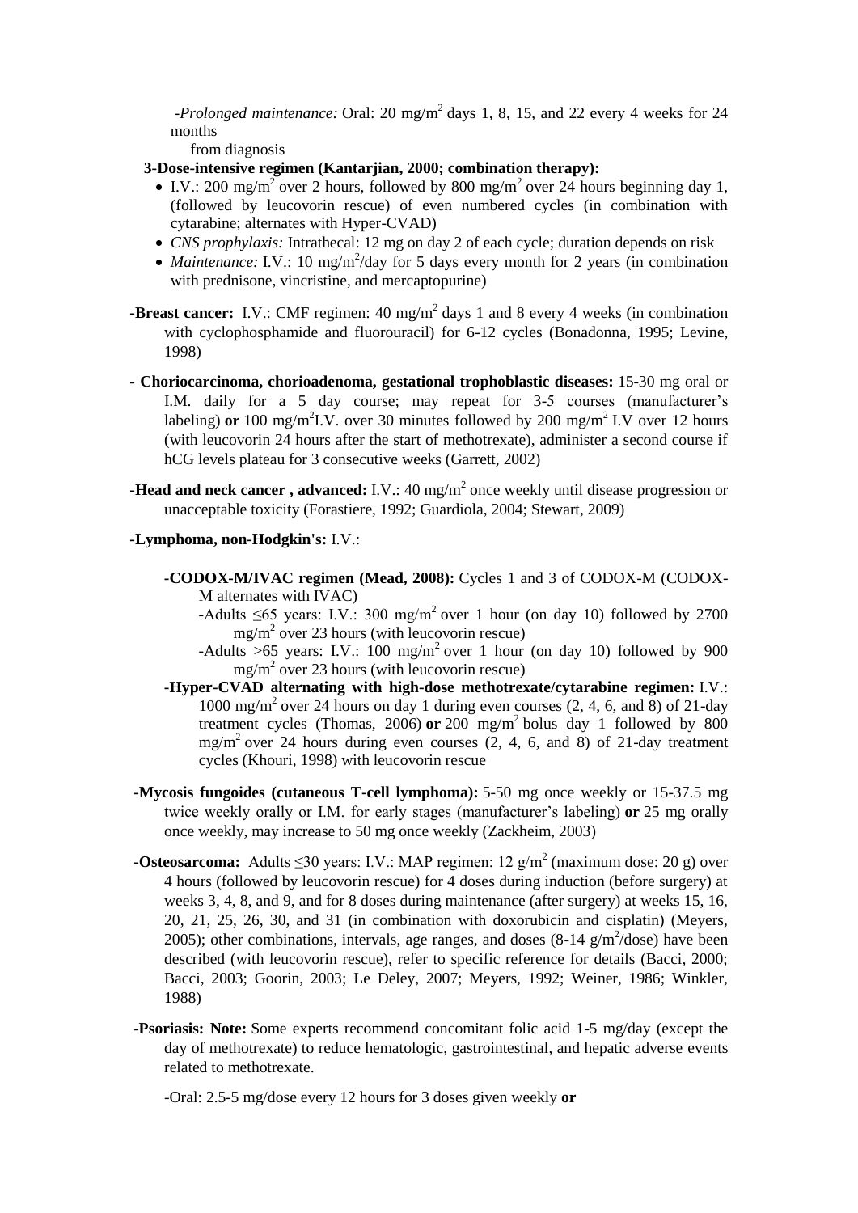-*Prolonged maintenance:* Oral: 20 mg/m$^2$ days 1, 8, 15, and 22 every 4 weeks for 24 months from diagnosis

**3-Dose-intensive regimen (Kantarjian, 2000; combination therapy):**

- I.V.: 200 mg/m$^2$ over 2 hours, followed by 800 mg/m$^2$ over 24 hours beginning day 1, (followed by leucovorin rescue) of even numbered cycles (in combination with cytarabine; alternates with Hyper-CVAD)
- *CNS prophylaxis:* Intrathecal: 12 mg on day 2 of each cycle; duration depends on risk
- *Maintenance:* I.V.: 10 mg/m$^2$/day for 5 days every month for 2 years (in combination with prednisone, vincristine, and mercaptopurine)

**-Breast cancer:** I.V.: CMF regimen: 40 mg/m$^2$ days 1 and 8 every 4 weeks (in combination with cyclophosphamide and fluorouracil) for 6-12 cycles (Bonadonna, 1995; Levine, 1998)

**- Choriocarcinoma, chorioadenoma, gestational trophoblastic diseases:** 15-30 mg oral or I.M. daily for a 5 day course; may repeat for 3-5 courses (manufacturer's labeling) **or** 100 mg/m$^2$I.V. over 30 minutes followed by 200 mg/m$^2$ I.V over 12 hours (with leucovorin 24 hours after the start of methotrexate), administer a second course if hCG levels plateau for 3 consecutive weeks (Garrett, 2002)

**-Head and neck cancer , advanced:** I.V.: 40 mg/m$^2$ once weekly until disease progression or unacceptable toxicity (Forastiere, 1992; Guardiola, 2004; Stewart, 2009)

**-Lymphoma, non-Hodgkin's:** I.V.:

**-CODOX-M/IVAC regimen (Mead, 2008):** Cycles 1 and 3 of CODOX-M (CODOX-M alternates with IVAC)

-Adults $\leq$65 years: I.V.: 300 mg/m$^2$ over 1 hour (on day 10) followed by 2700 mg/m$^2$ over 23 hours (with leucovorin rescue)

-Adults >65 years: I.V.: 100 mg/m$^2$ over 1 hour (on day 10) followed by 900 mg/m$^2$ over 23 hours (with leucovorin rescue)

**-Hyper-CVAD alternating with high-dose methotrexate/cytarabine regimen:** I.V.: 1000 mg/m$^2$ over 24 hours on day 1 during even courses (2, 4, 6, and 8) of 21-day treatment cycles (Thomas, 2006) **or** 200 mg/m$^2$ bolus day 1 followed by 800 mg/m$^2$ over 24 hours during even courses (2, 4, 6, and 8) of 21-day treatment cycles (Khouri, 1998) with leucovorin rescue

**-Mycosis fungoides (cutaneous T-cell lymphoma):** 5-50 mg once weekly or 15-37.5 mg twice weekly orally or I.M. for early stages (manufacturer's labeling) **or** 25 mg orally once weekly, may increase to 50 mg once weekly (Zackheim, 2003)

**-Osteosarcoma:** Adults $\leq$30 years: I.V.: MAP regimen: 12 g/m$^2$ (maximum dose: 20 g) over 4 hours (followed by leucovorin rescue) for 4 doses during induction (before surgery) at weeks 3, 4, 8, and 9, and for 8 doses during maintenance (after surgery) at weeks 15, 16, 20, 21, 25, 26, 30, and 31 (in combination with doxorubicin and cisplatin) (Meyers, 2005); other combinations, intervals, age ranges, and doses (8-14 g/m$^2$/dose) have been described (with leucovorin rescue), refer to specific reference for details (Bacci, 2000; Bacci, 2003; Goorin, 2003; Le Deley, 2007; Meyers, 1992; Weiner, 1986; Winkler, 1988)

**-Psoriasis: Note:** Some experts recommend concomitant folic acid 1-5 mg/day (except the day of methotrexate) to reduce hematologic, gastrointestinal, and hepatic adverse events related to methotrexate.

-Oral: 2.5-5 mg/dose every 12 hours for 3 doses given weekly **or**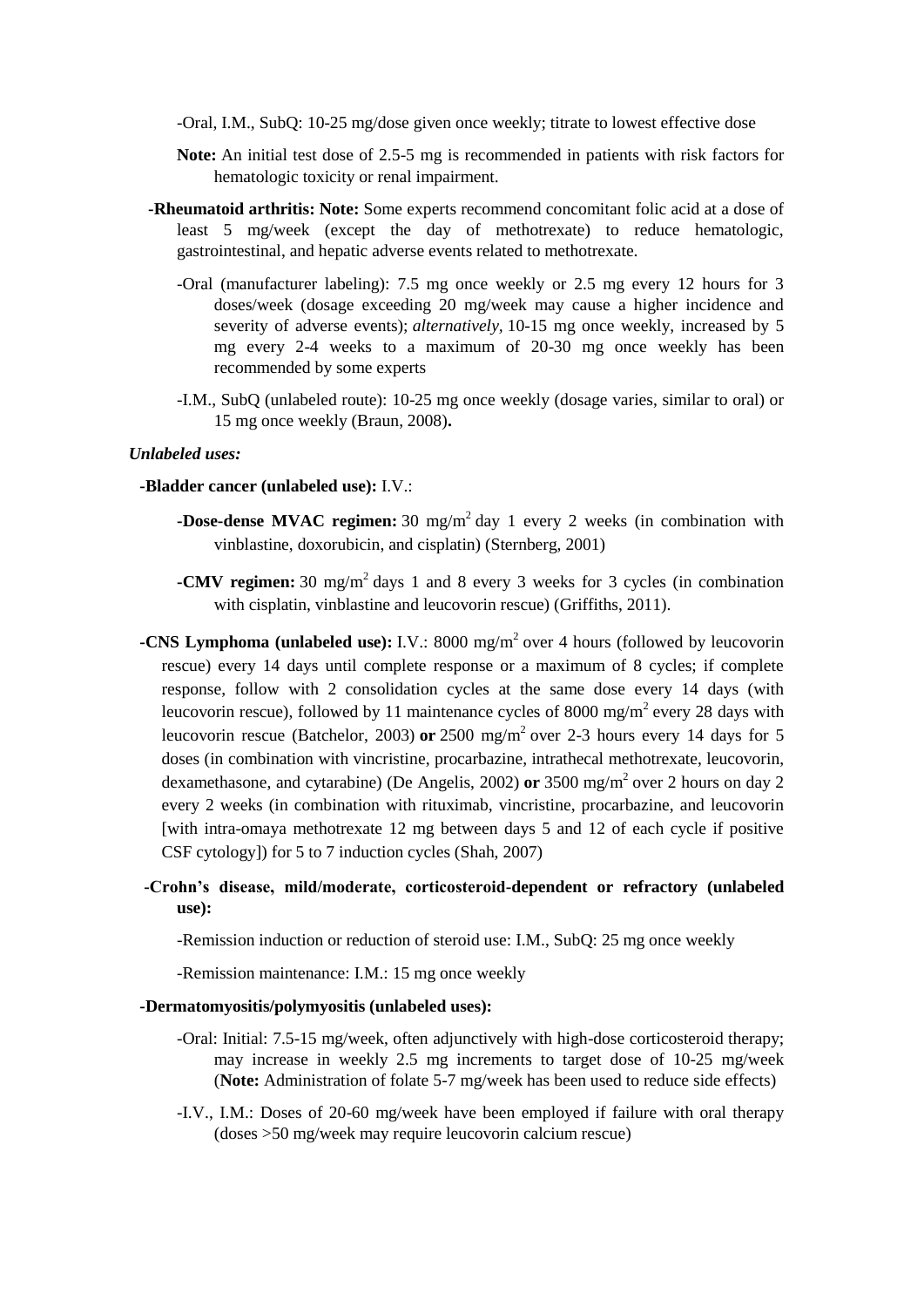-Oral, I.M., SubQ: 10-25 mg/dose given once weekly; titrate to lowest effective dose

**Note:** An initial test dose of 2.5-5 mg is recommended in patients with risk factors for hematologic toxicity or renal impairment.

**-Rheumatoid arthritis: Note:** Some experts recommend concomitant folic acid at a dose of least 5 mg/week (except the day of methotrexate) to reduce hematologic, gastrointestinal, and hepatic adverse events related to methotrexate.

-Oral (manufacturer labeling): 7.5 mg once weekly or 2.5 mg every 12 hours for 3 doses/week (dosage exceeding 20 mg/week may cause a higher incidence and severity of adverse events); *alternatively*, 10-15 mg once weekly, increased by 5 mg every 2-4 weeks to a maximum of 20-30 mg once weekly has been recommended by some experts

-I.M., SubQ (unlabeled route): 10-25 mg once weekly (dosage varies, similar to oral) or 15 mg once weekly (Braun, 2008)**.**

*Unlabeled uses:*

**-Bladder cancer (unlabeled use):** I.V.:

**-Dose-dense MVAC regimen:** 30 mg/m$^2$ day 1 every 2 weeks (in combination with vinblastine, doxorubicin, and cisplatin) (Sternberg, 2001)

**-CMV regimen:** 30 mg/m$^2$ days 1 and 8 every 3 weeks for 3 cycles (in combination with cisplatin, vinblastine and leucovorin rescue) (Griffiths, 2011).

**-CNS Lymphoma (unlabeled use):** I.V.: 8000 mg/m$^2$ over 4 hours (followed by leucovorin rescue) every 14 days until complete response or a maximum of 8 cycles; if complete response, follow with 2 consolidation cycles at the same dose every 14 days (with leucovorin rescue), followed by 11 maintenance cycles of 8000 mg/m$^2$ every 28 days with leucovorin rescue (Batchelor, 2003) **or** 2500 mg/m$^2$ over 2-3 hours every 14 days for 5 doses (in combination with vincristine, procarbazine, intrathecal methotrexate, leucovorin, dexamethasone, and cytarabine) (De Angelis, 2002) **or** 3500 mg/m$^2$ over 2 hours on day 2 every 2 weeks (in combination with rituximab, vincristine, procarbazine, and leucovorin [with intra-omaya methotrexate 12 mg between days 5 and 12 of each cycle if positive CSF cytology]) for 5 to 7 induction cycles (Shah, 2007)

**-Crohn's disease, mild/moderate, corticosteroid-dependent or refractory (unlabeled use):**

-Remission induction or reduction of steroid use: I.M., SubQ: 25 mg once weekly

-Remission maintenance: I.M.: 15 mg once weekly

**-Dermatomyositis/polymyositis (unlabeled uses):**

-Oral: Initial: 7.5-15 mg/week, often adjunctively with high-dose corticosteroid therapy; may increase in weekly 2.5 mg increments to target dose of 10-25 mg/week (**Note:** Administration of folate 5-7 mg/week has been used to reduce side effects)

-I.V., I.M.: Doses of 20-60 mg/week have been employed if failure with oral therapy (doses >50 mg/week may require leucovorin calcium rescue)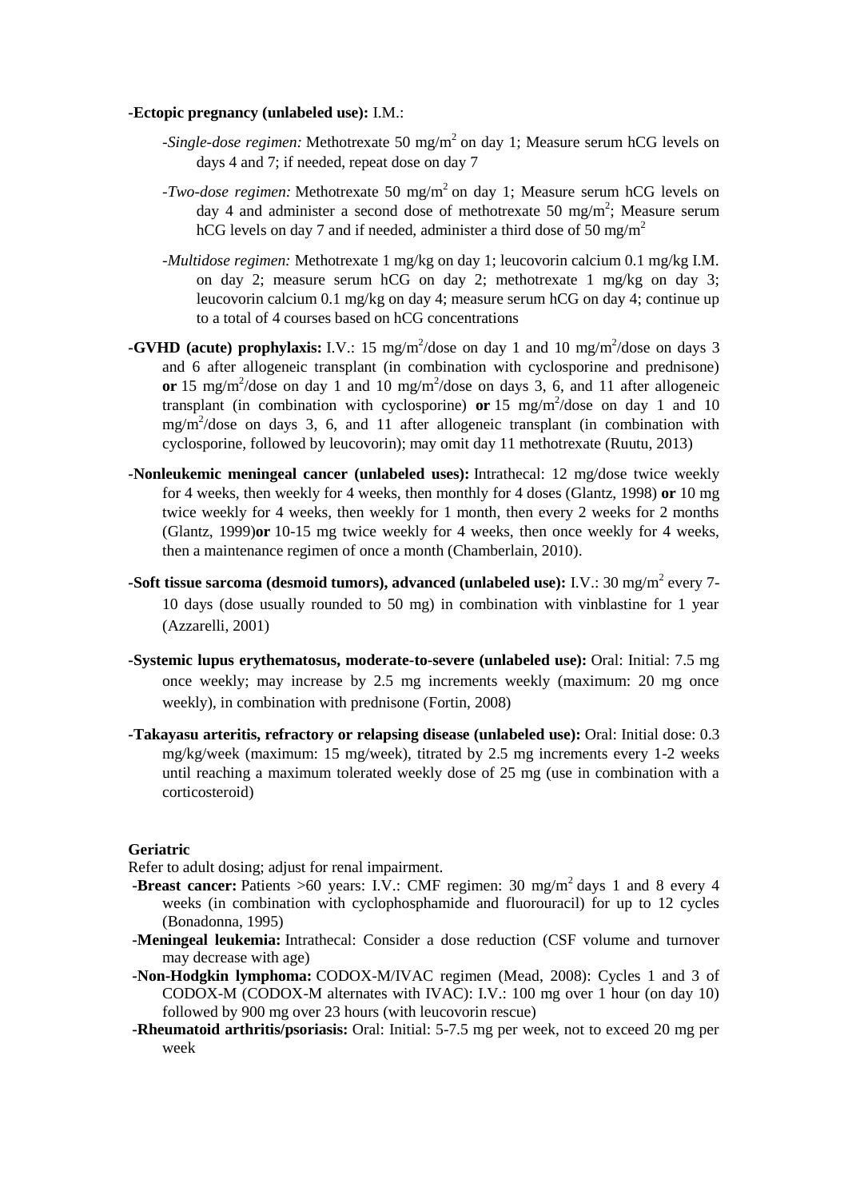**-Ectopic pregnancy (unlabeled use):** I.M.:

- *-Single-dose regimen:* Methotrexate 50 mg/m$^2$ on day 1; Measure serum hCG levels on days 4 and 7; if needed, repeat dose on day 7
- *-Two-dose regimen:* Methotrexate 50 mg/m$^2$ on day 1; Measure serum hCG levels on day 4 and administer a second dose of methotrexate 50 mg/m$^2$; Measure serum hCG levels on day 7 and if needed, administer a third dose of 50 mg/m$^2$
- *-Multidose regimen:* Methotrexate 1 mg/kg on day 1; leucovorin calcium 0.1 mg/kg I.M. on day 2; measure serum hCG on day 2; methotrexate 1 mg/kg on day 3; leucovorin calcium 0.1 mg/kg on day 4; measure serum hCG on day 4; continue up to a total of 4 courses based on hCG concentrations

**-GVHD (acute) prophylaxis:** I.V.: 15 mg/m$^2$/dose on day 1 and 10 mg/m$^2$/dose on days 3 and 6 after allogeneic transplant (in combination with cyclosporine and prednisone) **or** 15 mg/m$^2$/dose on day 1 and 10 mg/m$^2$/dose on days 3, 6, and 11 after allogeneic transplant (in combination with cyclosporine) **or** 15 mg/m$^2$/dose on day 1 and 10 mg/m$^2$/dose on days 3, 6, and 11 after allogeneic transplant (in combination with cyclosporine, followed by leucovorin); may omit day 11 methotrexate (Ruutu, 2013)

**-Nonleukemic meningeal cancer (unlabeled uses):** Intrathecal: 12 mg/dose twice weekly for 4 weeks, then weekly for 4 weeks, then monthly for 4 doses (Glantz, 1998) **or** 10 mg twice weekly for 4 weeks, then weekly for 1 month, then every 2 weeks for 2 months (Glantz, 1999)**or** 10-15 mg twice weekly for 4 weeks, then once weekly for 4 weeks, then a maintenance regimen of once a month (Chamberlain, 2010).

**-Soft tissue sarcoma (desmoid tumors), advanced (unlabeled use):** I.V.: 30 mg/m$^2$ every 7-10 days (dose usually rounded to 50 mg) in combination with vinblastine for 1 year (Azzarelli, 2001)

**-Systemic lupus erythematosus, moderate-to-severe (unlabeled use):** Oral: Initial: 7.5 mg once weekly; may increase by 2.5 mg increments weekly (maximum: 20 mg once weekly), in combination with prednisone (Fortin, 2008)

**-Takayasu arteritis, refractory or relapsing disease (unlabeled use):** Oral: Initial dose: 0.3 mg/kg/week (maximum: 15 mg/week), titrated by 2.5 mg increments every 1-2 weeks until reaching a maximum tolerated weekly dose of 25 mg (use in combination with a corticosteroid)

**Geriatric**

Refer to adult dosing; adjust for renal impairment.

**-Breast cancer:** Patients >60 years: I.V.: CMF regimen: 30 mg/m$^2$ days 1 and 8 every 4 weeks (in combination with cyclophosphamide and fluorouracil) for up to 12 cycles (Bonadonna, 1995)

**-Meningeal leukemia:** Intrathecal: Consider a dose reduction (CSF volume and turnover may decrease with age)

**-Non-Hodgkin lymphoma:** CODOX-M/IVAC regimen (Mead, 2008): Cycles 1 and 3 of CODOX-M (CODOX-M alternates with IVAC): I.V.: 100 mg over 1 hour (on day 10) followed by 900 mg over 23 hours (with leucovorin rescue)

**-Rheumatoid arthritis/psoriasis:** Oral: Initial: 5-7.5 mg per week, not to exceed 20 mg per week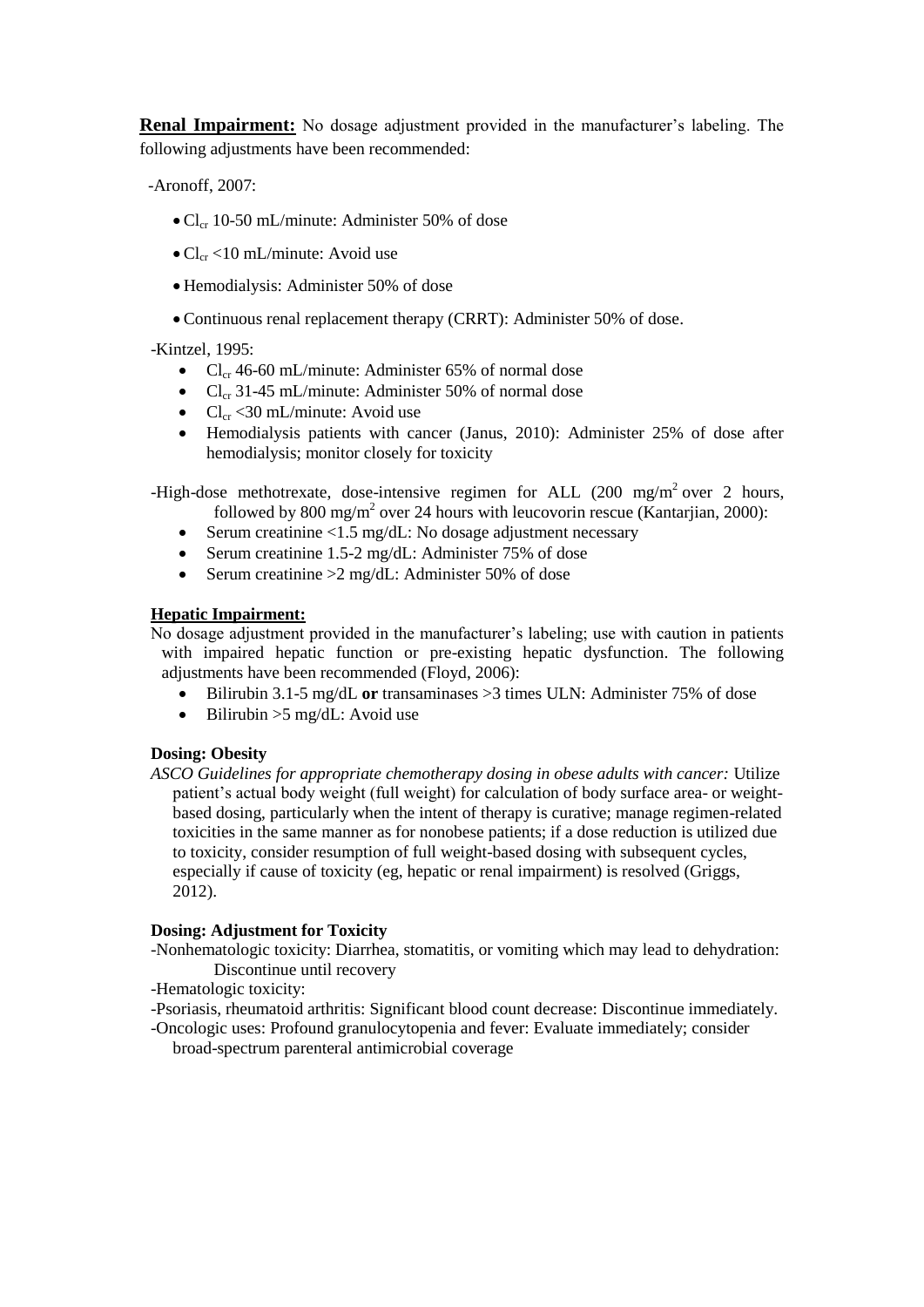**Renal Impairment:** No dosage adjustment provided in the manufacturer's labeling. The following adjustments have been recommended:

-Aronoff, 2007:

- $Cl_{cr}$ 10-50 mL/minute: Administer 50% of dose
- $Cl_{cr}$ <10 mL/minute: Avoid use
- Hemodialysis: Administer 50% of dose
- Continuous renal replacement therapy (CRRT): Administer 50% of dose.

-Kintzel, 1995:

- $Cl_{cr}$ 46-60 mL/minute: Administer 65% of normal dose
- $Cl_{cr}$ 31-45 mL/minute: Administer 50% of normal dose
- $Cl_{cr}$ <30 mL/minute: Avoid use
- Hemodialysis patients with cancer (Janus, 2010): Administer 25% of dose after hemodialysis; monitor closely for toxicity

-High-dose methotrexate, dose-intensive regimen for ALL (200 mg/$m^2$ over 2 hours, followed by 800 mg/$m^2$ over 24 hours with leucovorin rescue (Kantarjian, 2000):

- Serum creatinine <1.5 mg/dL: No dosage adjustment necessary
- Serum creatinine 1.5-2 mg/dL: Administer 75% of dose
- Serum creatinine >2 mg/dL: Administer 50% of dose

**Hepatic Impairment:**

No dosage adjustment provided in the manufacturer's labeling; use with caution in patients with impaired hepatic function or pre-existing hepatic dysfunction. The following adjustments have been recommended (Floyd, 2006):

- Bilirubin 3.1-5 mg/dL **or** transaminases >3 times ULN: Administer 75% of dose
- Bilirubin >5 mg/dL: Avoid use

**Dosing: Obesity**

*ASCO Guidelines for appropriate chemotherapy dosing in obese adults with cancer:* Utilize patient's actual body weight (full weight) for calculation of body surface area- or weight-based dosing, particularly when the intent of therapy is curative; manage regimen-related toxicities in the same manner as for nonobese patients; if a dose reduction is utilized due to toxicity, consider resumption of full weight-based dosing with subsequent cycles, especially if cause of toxicity (eg, hepatic or renal impairment) is resolved (Griggs, 2012).

**Dosing: Adjustment for Toxicity**

-Nonhematologic toxicity: Diarrhea, stomatitis, or vomiting which may lead to dehydration: Discontinue until recovery

-Hematologic toxicity:

-Psoriasis, rheumatoid arthritis: Significant blood count decrease: Discontinue immediately.

-Oncologic uses: Profound granulocytopenia and fever: Evaluate immediately; consider broad-spectrum parenteral antimicrobial coverage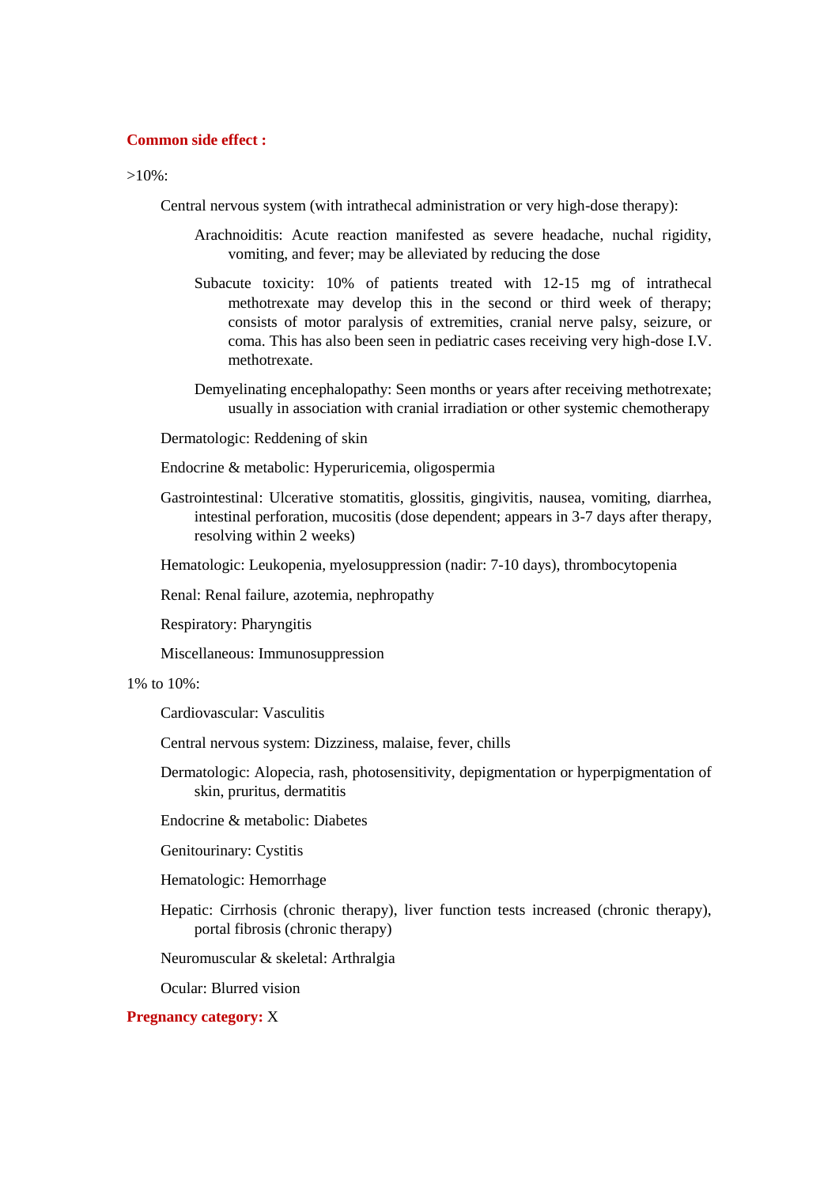**Common side effect :**

>10%:

- Central nervous system (with intrathecal administration or very high-dose therapy):
  - Arachnoiditis: Acute reaction manifested as severe headache, nuchal rigidity, vomiting, and fever; may be alleviated by reducing the dose
  - Subacute toxicity: 10% of patients treated with 12-15 mg of intrathecal methotrexate may develop this in the second or third week of therapy; consists of motor paralysis of extremities, cranial nerve palsy, seizure, or coma. This has also been seen in pediatric cases receiving very high-dose I.V. methotrexate.
  - Demyelinating encephalopathy: Seen months or years after receiving methotrexate; usually in association with cranial irradiation or other systemic chemotherapy
- Dermatologic: Reddening of skin
- Endocrine & metabolic: Hyperuricemia, oligospermia
- Gastrointestinal: Ulcerative stomatitis, glossitis, gingivitis, nausea, vomiting, diarrhea, intestinal perforation, mucositis (dose dependent; appears in 3-7 days after therapy, resolving within 2 weeks)
- Hematologic: Leukopenia, myelosuppression (nadir: 7-10 days), thrombocytopenia
- Renal: Renal failure, azotemia, nephropathy
- Respiratory: Pharyngitis
- Miscellaneous: Immunosuppression

1% to 10%:

- Cardiovascular: Vasculitis
- Central nervous system: Dizziness, malaise, fever, chills
- Dermatologic: Alopecia, rash, photosensitivity, depigmentation or hyperpigmentation of skin, pruritus, dermatitis
- Endocrine & metabolic: Diabetes
- Genitourinary: Cystitis
- Hematologic: Hemorrhage
- Hepatic: Cirrhosis (chronic therapy), liver function tests increased (chronic therapy), portal fibrosis (chronic therapy)
- Neuromuscular & skeletal: Arthralgia
- Ocular: Blurred vision

**Pregnancy category:** X